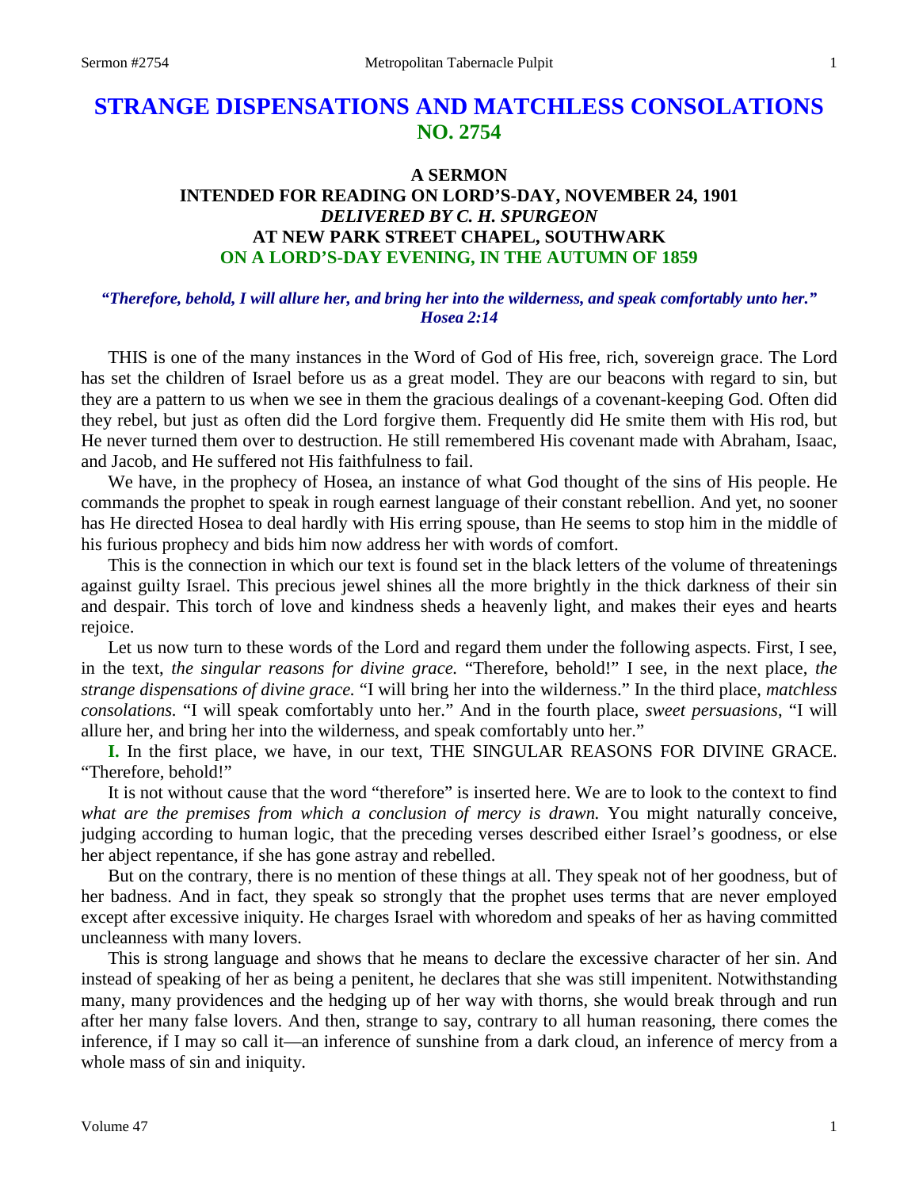# STRANGE DISPENSATIONS AND MATCHLESS CONSOLATIONS
## NO. 2754

### A SERMON
### INTENDED FOR READING ON LORD'S-DAY, NOVEMBER 24, 1901
### *DELIVERED BY C. H. SPURGEON*
### AT NEW PARK STREET CHAPEL, SOUTHWARK
### ON A LORD'S-DAY EVENING, IN THE AUTUMN OF 1859

***"Therefore, behold, I will allure her, and bring her into the wilderness, and speak comfortably unto her." Hosea 2:14***

THIS is one of the many instances in the Word of God of His free, rich, sovereign grace. The Lord has set the children of Israel before us as a great model. They are our beacons with regard to sin, but they are a pattern to us when we see in them the gracious dealings of a covenant-keeping God. Often did they rebel, but just as often did the Lord forgive them. Frequently did He smite them with His rod, but He never turned them over to destruction. He still remembered His covenant made with Abraham, Isaac, and Jacob, and He suffered not His faithfulness to fail.

We have, in the prophecy of Hosea, an instance of what God thought of the sins of His people. He commands the prophet to speak in rough earnest language of their constant rebellion. And yet, no sooner has He directed Hosea to deal hardly with His erring spouse, than He seems to stop him in the middle of his furious prophecy and bids him now address her with words of comfort.

This is the connection in which our text is found set in the black letters of the volume of threatenings against guilty Israel. This precious jewel shines all the more brightly in the thick darkness of their sin and despair. This torch of love and kindness sheds a heavenly light, and makes their eyes and hearts rejoice.

Let us now turn to these words of the Lord and regard them under the following aspects. First, I see, in the text, *the singular reasons for divine grace.* "Therefore, behold!" I see, in the next place, *the strange dispensations of divine grace.* "I will bring her into the wilderness." In the third place, *matchless consolations.* "I will speak comfortably unto her." And in the fourth place, *sweet persuasions*, "I will allure her, and bring her into the wilderness, and speak comfortably unto her."

**I.** In the first place, we have, in our text, THE SINGULAR REASONS FOR DIVINE GRACE. "Therefore, behold!"

It is not without cause that the word "therefore" is inserted here. We are to look to the context to find *what are the premises from which a conclusion of mercy is drawn.* You might naturally conceive, judging according to human logic, that the preceding verses described either Israel's goodness, or else her abject repentance, if she has gone astray and rebelled.

But on the contrary, there is no mention of these things at all. They speak not of her goodness, but of her badness. And in fact, they speak so strongly that the prophet uses terms that are never employed except after excessive iniquity. He charges Israel with whoredom and speaks of her as having committed uncleanness with many lovers.

This is strong language and shows that he means to declare the excessive character of her sin. And instead of speaking of her as being a penitent, he declares that she was still impenitent. Notwithstanding many, many providences and the hedging up of her way with thorns, she would break through and run after her many false lovers. And then, strange to say, contrary to all human reasoning, there comes the inference, if I may so call it—an inference of sunshine from a dark cloud, an inference of mercy from a whole mass of sin and iniquity.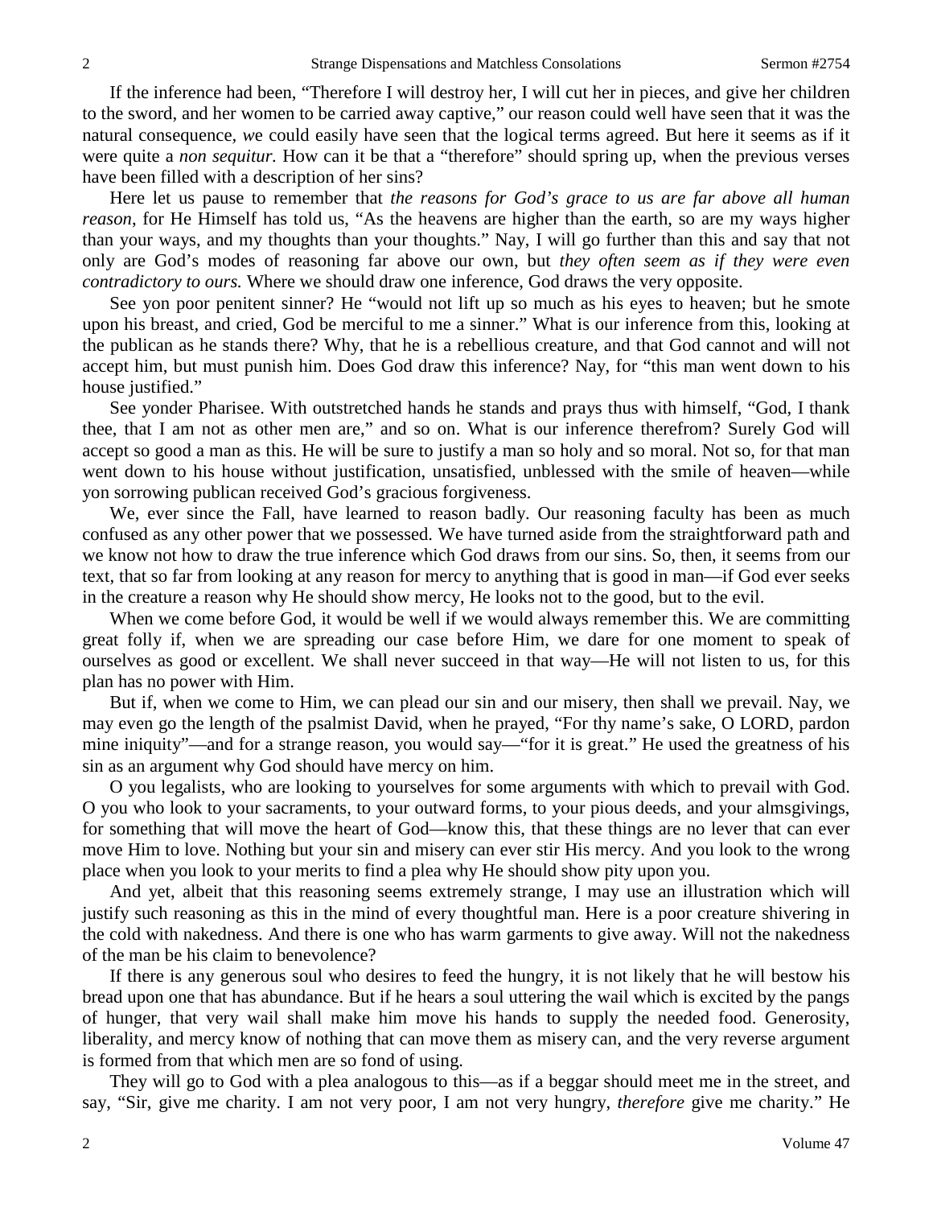If the inference had been, "Therefore I will destroy her, I will cut her in pieces, and give her children to the sword, and her women to be carried away captive," our reason could well have seen that it was the natural consequence, *we* could easily have seen that the logical terms agreed. But here it seems as if it were quite a *non sequitur.* How can it be that a "therefore" should spring up, when the previous verses have been filled with a description of her sins?

Here let us pause to remember that *the reasons for God's grace to us are far above all human reason*, for He Himself has told us, "As the heavens are higher than the earth, so are my ways higher than your ways, and my thoughts than your thoughts." Nay, I will go further than this and say that not only are God's modes of reasoning far above our own, but *they often seem as if they were even contradictory to ours.* Where we should draw one inference, God draws the very opposite.

See yon poor penitent sinner? He "would not lift up so much as his eyes to heaven; but he smote upon his breast, and cried, God be merciful to me a sinner." What is our inference from this, looking at the publican as he stands there? Why, that he is a rebellious creature, and that God cannot and will not accept him, but must punish him. Does God draw this inference? Nay, for "this man went down to his house justified."

See yonder Pharisee. With outstretched hands he stands and prays thus with himself, "God, I thank thee, that I am not as other men are," and so on. What is our inference therefrom? Surely God will accept so good a man as this. He will be sure to justify a man so holy and so moral. Not so, for that man went down to his house without justification, unsatisfied, unblessed with the smile of heaven—while yon sorrowing publican received God's gracious forgiveness.

We, ever since the Fall, have learned to reason badly. Our reasoning faculty has been as much confused as any other power that we possessed. We have turned aside from the straightforward path and we know not how to draw the true inference which God draws from our sins. So, then, it seems from our text, that so far from looking at any reason for mercy to anything that is good in man—if God ever seeks in the creature a reason why He should show mercy, He looks not to the good, but to the evil.

When we come before God, it would be well if we would always remember this. We are committing great folly if, when we are spreading our case before Him, we dare for one moment to speak of ourselves as good or excellent. We shall never succeed in that way—He will not listen to us, for this plan has no power with Him.

But if, when we come to Him, we can plead our sin and our misery, then shall we prevail. Nay, we may even go the length of the psalmist David, when he prayed, "For thy name's sake, O LORD, pardon mine iniquity"—and for a strange reason, you would say—"for it is great." He used the greatness of his sin as an argument why God should have mercy on him.

O you legalists, who are looking to yourselves for some arguments with which to prevail with God. O you who look to your sacraments, to your outward forms, to your pious deeds, and your almsgivings, for something that will move the heart of God—know this, that these things are no lever that can ever move Him to love. Nothing but your sin and misery can ever stir His mercy. And you look to the wrong place when you look to your merits to find a plea why He should show pity upon you.

And yet, albeit that this reasoning seems extremely strange, I may use an illustration which will justify such reasoning as this in the mind of every thoughtful man. Here is a poor creature shivering in the cold with nakedness. And there is one who has warm garments to give away. Will not the nakedness of the man be his claim to benevolence?

If there is any generous soul who desires to feed the hungry, it is not likely that he will bestow his bread upon one that has abundance. But if he hears a soul uttering the wail which is excited by the pangs of hunger, that very wail shall make him move his hands to supply the needed food. Generosity, liberality, and mercy know of nothing that can move them as misery can, and the very reverse argument is formed from that which men are so fond of using.

They will go to God with a plea analogous to this—as if a beggar should meet me in the street, and say, "Sir, give me charity. I am not very poor, I am not very hungry, *therefore* give me charity." He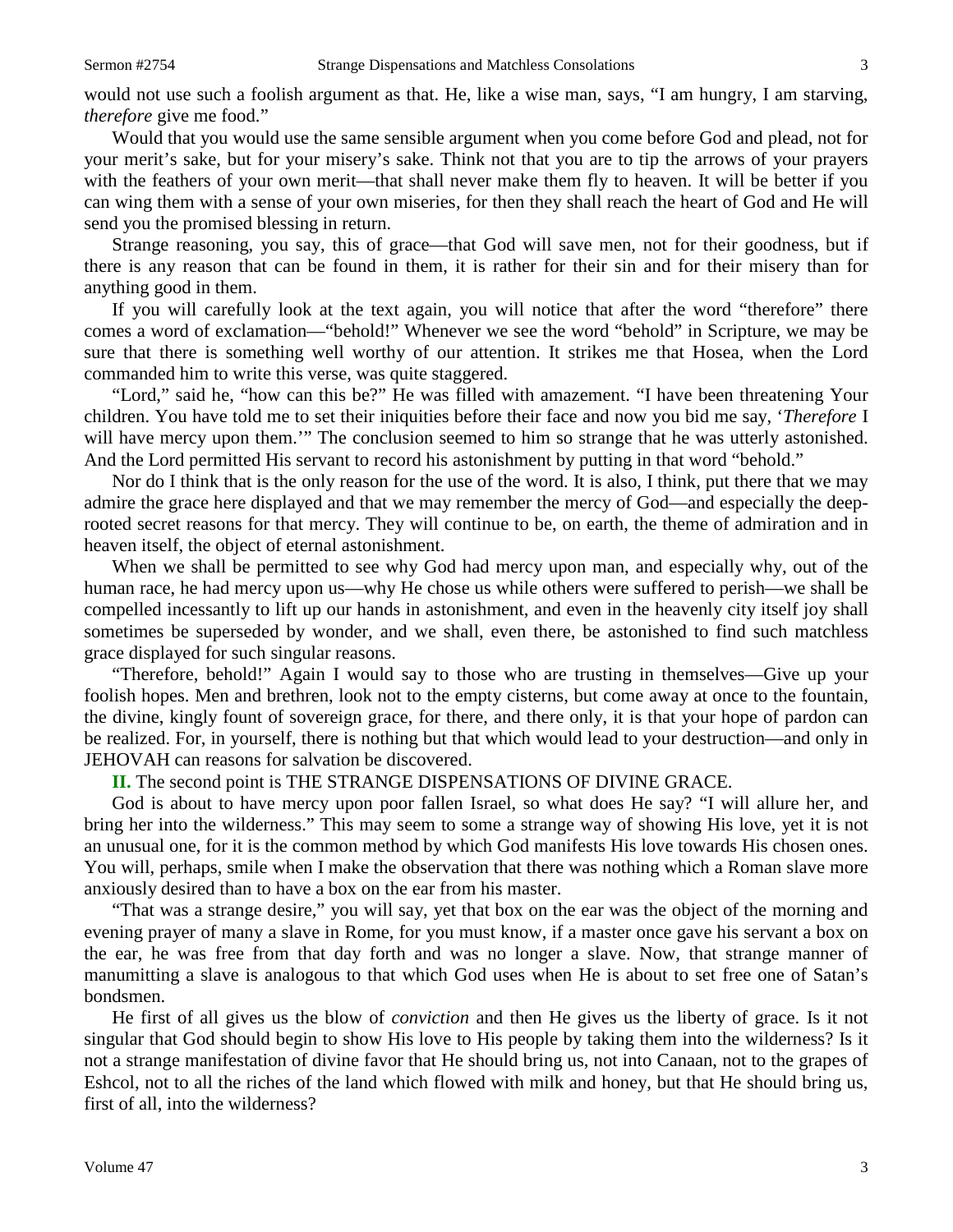would not use such a foolish argument as that. He, like a wise man, says, "I am hungry, I am starving, *therefore* give me food."

Would that you would use the same sensible argument when you come before God and plead, not for your merit's sake, but for your misery's sake. Think not that you are to tip the arrows of your prayers with the feathers of your own merit—that shall never make them fly to heaven. It will be better if you can wing them with a sense of your own miseries, for then they shall reach the heart of God and He will send you the promised blessing in return.

Strange reasoning, you say, this of grace—that God will save men, not for their goodness, but if there is any reason that can be found in them, it is rather for their sin and for their misery than for anything good in them.

If you will carefully look at the text again, you will notice that after the word "therefore" there comes a word of exclamation—"behold!" Whenever we see the word "behold" in Scripture, we may be sure that there is something well worthy of our attention. It strikes me that Hosea, when the Lord commanded him to write this verse, was quite staggered.

"Lord," said he, "how can this be?" He was filled with amazement. "I have been threatening Your children. You have told me to set their iniquities before their face and now you bid me say, '*Therefore* I will have mercy upon them.'" The conclusion seemed to him so strange that he was utterly astonished. And the Lord permitted His servant to record his astonishment by putting in that word "behold."

Nor do I think that is the only reason for the use of the word. It is also, I think, put there that we may admire the grace here displayed and that we may remember the mercy of God—and especially the deep-rooted secret reasons for that mercy. They will continue to be, on earth, the theme of admiration and in heaven itself, the object of eternal astonishment.

When we shall be permitted to see why God had mercy upon man, and especially why, out of the human race, he had mercy upon us—why He chose us while others were suffered to perish—we shall be compelled incessantly to lift up our hands in astonishment, and even in the heavenly city itself joy shall sometimes be superseded by wonder, and we shall, even there, be astonished to find such matchless grace displayed for such singular reasons.

"Therefore, behold!" Again I would say to those who are trusting in themselves—Give up your foolish hopes. Men and brethren, look not to the empty cisterns, but come away at once to the fountain, the divine, kingly fount of sovereign grace, for there, and there only, it is that your hope of pardon can be realized. For, in yourself, there is nothing but that which would lead to your destruction—and only in JEHOVAH can reasons for salvation be discovered.

**II.** The second point is THE STRANGE DISPENSATIONS OF DIVINE GRACE.

God is about to have mercy upon poor fallen Israel, so what does He say? "I will allure her, and bring her into the wilderness." This may seem to some a strange way of showing His love, yet it is not an unusual one, for it is the common method by which God manifests His love towards His chosen ones. You will, perhaps, smile when I make the observation that there was nothing which a Roman slave more anxiously desired than to have a box on the ear from his master.

"That was a strange desire," you will say, yet that box on the ear was the object of the morning and evening prayer of many a slave in Rome, for you must know, if a master once gave his servant a box on the ear, he was free from that day forth and was no longer a slave. Now, that strange manner of manumitting a slave is analogous to that which God uses when He is about to set free one of Satan's bondsmen.

He first of all gives us the blow of *conviction* and then He gives us the liberty of grace. Is it not singular that God should begin to show His love to His people by taking them into the wilderness? Is it not a strange manifestation of divine favor that He should bring us, not into Canaan, not to the grapes of Eshcol, not to all the riches of the land which flowed with milk and honey, but that He should bring us, first of all, into the wilderness?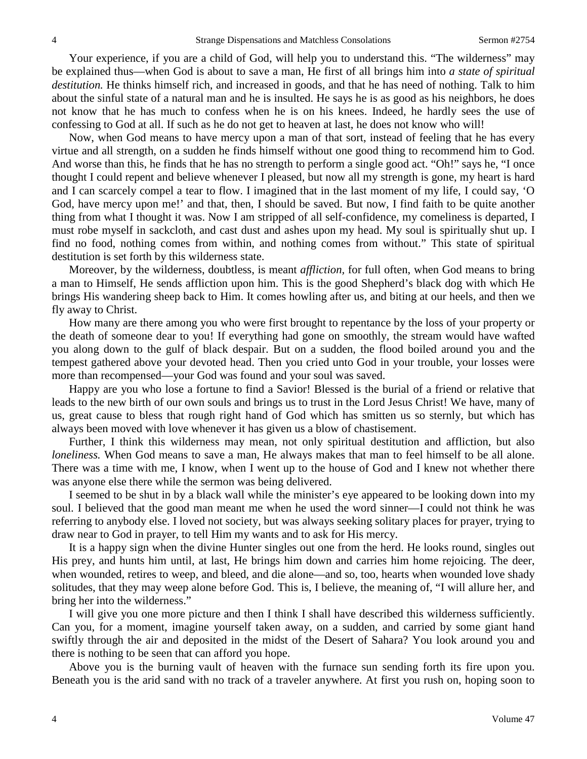Your experience, if you are a child of God, will help you to understand this. "The wilderness" may be explained thus—when God is about to save a man, He first of all brings him into *a state of spiritual destitution.* He thinks himself rich, and increased in goods, and that he has need of nothing. Talk to him about the sinful state of a natural man and he is insulted. He says he is as good as his neighbors, he does not know that he has much to confess when he is on his knees. Indeed, he hardly sees the use of confessing to God at all. If such as he do not get to heaven at last, he does not know who will!

Now, when God means to have mercy upon a man of that sort, instead of feeling that he has every virtue and all strength, on a sudden he finds himself without one good thing to recommend him to God. And worse than this, he finds that he has no strength to perform a single good act. "Oh!" says he, "I once thought I could repent and believe whenever I pleased, but now all my strength is gone, my heart is hard and I can scarcely compel a tear to flow. I imagined that in the last moment of my life, I could say, 'O God, have mercy upon me!' and that, then, I should be saved. But now, I find faith to be quite another thing from what I thought it was. Now I am stripped of all self-confidence, my comeliness is departed, I must robe myself in sackcloth, and cast dust and ashes upon my head. My soul is spiritually shut up. I find no food, nothing comes from within, and nothing comes from without." This state of spiritual destitution is set forth by this wilderness state.

Moreover, by the wilderness, doubtless, is meant *affliction,* for full often, when God means to bring a man to Himself, He sends affliction upon him. This is the good Shepherd's black dog with which He brings His wandering sheep back to Him. It comes howling after us, and biting at our heels, and then we fly away to Christ.

How many are there among you who were first brought to repentance by the loss of your property or the death of someone dear to you! If everything had gone on smoothly, the stream would have wafted you along down to the gulf of black despair. But on a sudden, the flood boiled around you and the tempest gathered above your devoted head. Then you cried unto God in your trouble, your losses were more than recompensed—your God was found and your soul was saved.

Happy are you who lose a fortune to find a Savior! Blessed is the burial of a friend or relative that leads to the new birth of our own souls and brings us to trust in the Lord Jesus Christ! We have, many of us, great cause to bless that rough right hand of God which has smitten us so sternly, but which has always been moved with love whenever it has given us a blow of chastisement.

Further, I think this wilderness may mean, not only spiritual destitution and affliction, but also *loneliness.* When God means to save a man, He always makes that man to feel himself to be all alone. There was a time with me, I know, when I went up to the house of God and I knew not whether there was anyone else there while the sermon was being delivered.

I seemed to be shut in by a black wall while the minister's eye appeared to be looking down into my soul. I believed that the good man meant me when he used the word sinner—I could not think he was referring to anybody else. I loved not society, but was always seeking solitary places for prayer, trying to draw near to God in prayer, to tell Him my wants and to ask for His mercy.

It is a happy sign when the divine Hunter singles out one from the herd. He looks round, singles out His prey, and hunts him until, at last, He brings him down and carries him home rejoicing. The deer, when wounded, retires to weep, and bleed, and die alone—and so, too, hearts when wounded love shady solitudes, that they may weep alone before God. This is, I believe, the meaning of, "I will allure her, and bring her into the wilderness."

I will give you one more picture and then I think I shall have described this wilderness sufficiently. Can you, for a moment, imagine yourself taken away, on a sudden, and carried by some giant hand swiftly through the air and deposited in the midst of the Desert of Sahara? You look around you and there is nothing to be seen that can afford you hope.

Above you is the burning vault of heaven with the furnace sun sending forth its fire upon you. Beneath you is the arid sand with no track of a traveler anywhere. At first you rush on, hoping soon to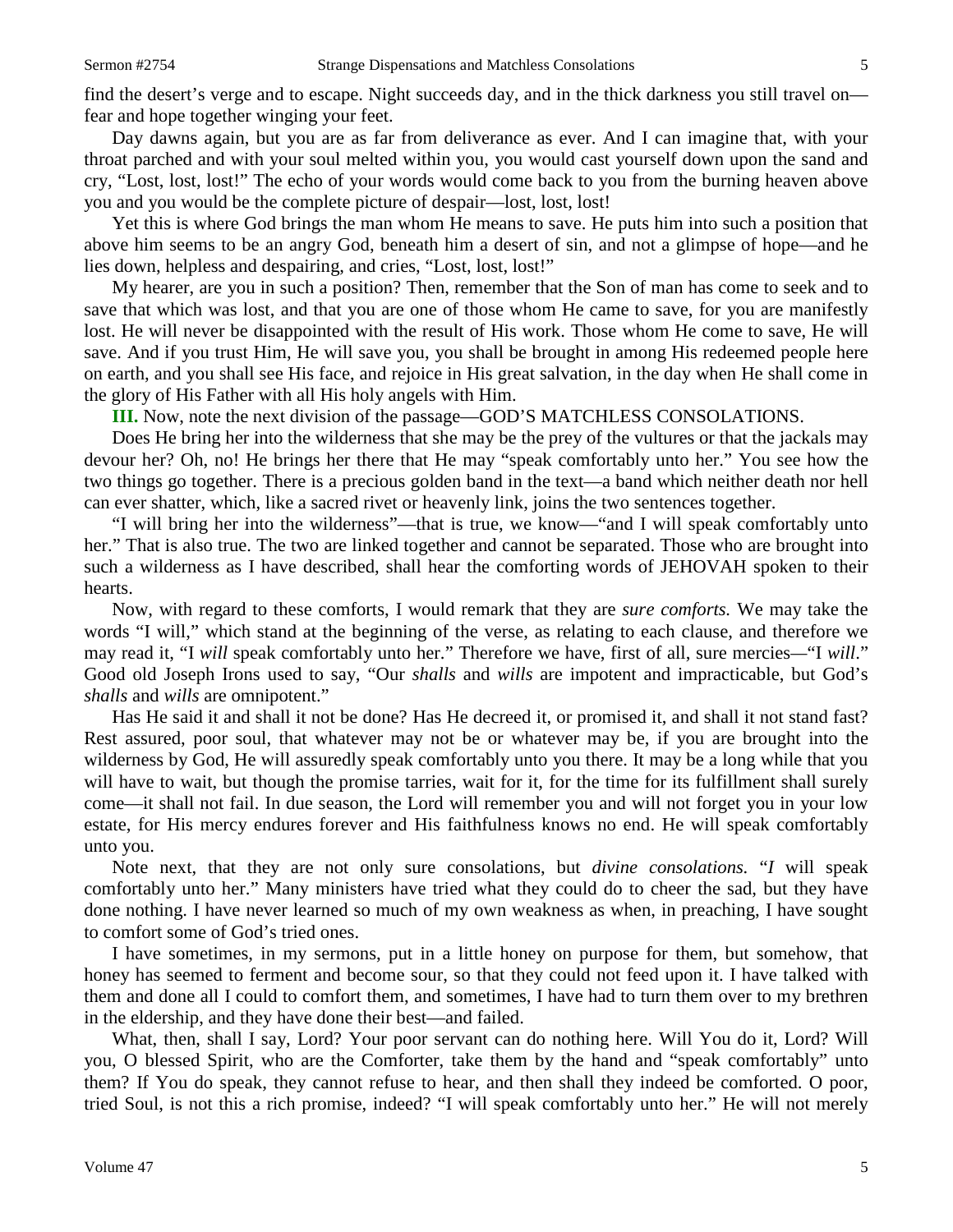find the desert's verge and to escape. Night succeeds day, and in the thick darkness you still travel on—fear and hope together winging your feet.

Day dawns again, but you are as far from deliverance as ever. And I can imagine that, with your throat parched and with your soul melted within you, you would cast yourself down upon the sand and cry, "Lost, lost, lost!" The echo of your words would come back to you from the burning heaven above you and you would be the complete picture of despair—lost, lost, lost!

Yet this is where God brings the man whom He means to save. He puts him into such a position that above him seems to be an angry God, beneath him a desert of sin, and not a glimpse of hope—and he lies down, helpless and despairing, and cries, "Lost, lost, lost!"

My hearer, are you in such a position? Then, remember that the Son of man has come to seek and to save that which was lost, and that you are one of those whom He came to save, for you are manifestly lost. He will never be disappointed with the result of His work. Those whom He come to save, He will save. And if you trust Him, He will save you, you shall be brought in among His redeemed people here on earth, and you shall see His face, and rejoice in His great salvation, in the day when He shall come in the glory of His Father with all His holy angels with Him.

**III.** Now, note the next division of the passage—GOD'S MATCHLESS CONSOLATIONS.

Does He bring her into the wilderness that she may be the prey of the vultures or that the jackals may devour her? Oh, no! He brings her there that He may "speak comfortably unto her." You see how the two things go together. There is a precious golden band in the text—a band which neither death nor hell can ever shatter, which, like a sacred rivet or heavenly link, joins the two sentences together.

"I will bring her into the wilderness"—that is true, we know—"and I will speak comfortably unto her." That is also true. The two are linked together and cannot be separated. Those who are brought into such a wilderness as I have described, shall hear the comforting words of JEHOVAH spoken to their hearts.

Now, with regard to these comforts, I would remark that they are *sure comforts.* We may take the words "I will," which stand at the beginning of the verse, as relating to each clause, and therefore we may read it, "I *will* speak comfortably unto her." Therefore we have, first of all, sure mercies—"I *will*." Good old Joseph Irons used to say, "Our *shalls* and *wills* are impotent and impracticable, but God's *shalls* and *wills* are omnipotent."

Has He said it and shall it not be done? Has He decreed it, or promised it, and shall it not stand fast? Rest assured, poor soul, that whatever may not be or whatever may be, if you are brought into the wilderness by God, He will assuredly speak comfortably unto you there. It may be a long while that you will have to wait, but though the promise tarries, wait for it, for the time for its fulfillment shall surely come—it shall not fail. In due season, the Lord will remember you and will not forget you in your low estate, for His mercy endures forever and His faithfulness knows no end. He will speak comfortably unto you.

Note next, that they are not only sure consolations, but *divine consolations.* "*I* will speak comfortably unto her." Many ministers have tried what they could do to cheer the sad, but they have done nothing. I have never learned so much of my own weakness as when, in preaching, I have sought to comfort some of God's tried ones.

I have sometimes, in my sermons, put in a little honey on purpose for them, but somehow, that honey has seemed to ferment and become sour, so that they could not feed upon it. I have talked with them and done all I could to comfort them, and sometimes, I have had to turn them over to my brethren in the eldership, and they have done their best—and failed.

What, then, shall I say, Lord? Your poor servant can do nothing here. Will You do it, Lord? Will you, O blessed Spirit, who are the Comforter, take them by the hand and "speak comfortably" unto them? If You do speak, they cannot refuse to hear, and then shall they indeed be comforted. O poor, tried Soul, is not this a rich promise, indeed? "I will speak comfortably unto her." He will not merely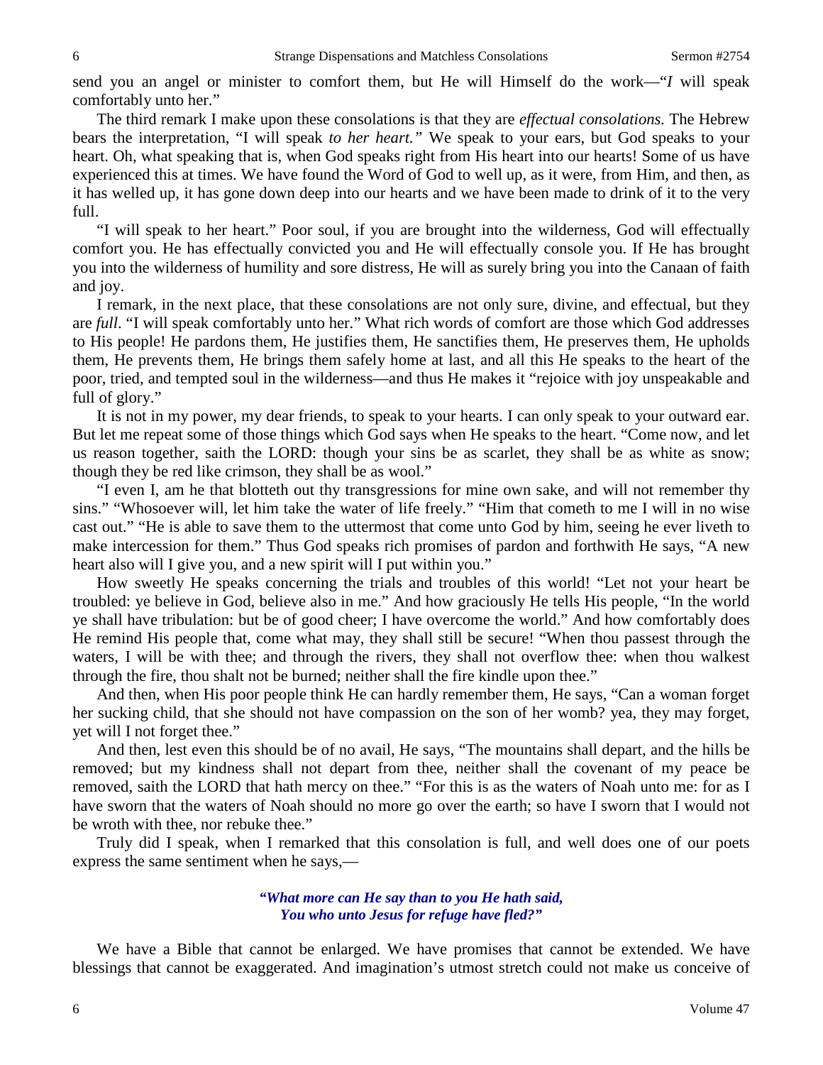send you an angel or minister to comfort them, but He will Himself do the work—"*I* will speak comfortably unto her."

The third remark I make upon these consolations is that they are *effectual consolations.* The Hebrew bears the interpretation, "I will speak *to her heart."* We speak to your ears, but God speaks to your heart. Oh, what speaking that is, when God speaks right from His heart into our hearts! Some of us have experienced this at times. We have found the Word of God to well up, as it were, from Him, and then, as it has welled up, it has gone down deep into our hearts and we have been made to drink of it to the very full.

"I will speak to her heart." Poor soul, if you are brought into the wilderness, God will effectually comfort you. He has effectually convicted you and He will effectually console you. If He has brought you into the wilderness of humility and sore distress, He will as surely bring you into the Canaan of faith and joy.

I remark, in the next place, that these consolations are not only sure, divine, and effectual, but they are *full*. "I will speak comfortably unto her." What rich words of comfort are those which God addresses to His people! He pardons them, He justifies them, He sanctifies them, He preserves them, He upholds them, He prevents them, He brings them safely home at last, and all this He speaks to the heart of the poor, tried, and tempted soul in the wilderness—and thus He makes it "rejoice with joy unspeakable and full of glory."

It is not in my power, my dear friends, to speak to your hearts. I can only speak to your outward ear. But let me repeat some of those things which God says when He speaks to the heart. "Come now, and let us reason together, saith the LORD: though your sins be as scarlet, they shall be as white as snow; though they be red like crimson, they shall be as wool."

"I even I, am he that blotteth out thy transgressions for mine own sake, and will not remember thy sins." "Whosoever will, let him take the water of life freely." "Him that cometh to me I will in no wise cast out." "He is able to save them to the uttermost that come unto God by him, seeing he ever liveth to make intercession for them." Thus God speaks rich promises of pardon and forthwith He says, "A new heart also will I give you, and a new spirit will I put within you."

How sweetly He speaks concerning the trials and troubles of this world! "Let not your heart be troubled: ye believe in God, believe also in me." And how graciously He tells His people, "In the world ye shall have tribulation: but be of good cheer; I have overcome the world." And how comfortably does He remind His people that, come what may, they shall still be secure! "When thou passest through the waters, I will be with thee; and through the rivers, they shall not overflow thee: when thou walkest through the fire, thou shalt not be burned; neither shall the fire kindle upon thee."

And then, when His poor people think He can hardly remember them, He says, "Can a woman forget her sucking child, that she should not have compassion on the son of her womb? yea, they may forget, yet will I not forget thee."

And then, lest even this should be of no avail, He says, "The mountains shall depart, and the hills be removed; but my kindness shall not depart from thee, neither shall the covenant of my peace be removed, saith the LORD that hath mercy on thee." "For this is as the waters of Noah unto me: for as I have sworn that the waters of Noah should no more go over the earth; so have I sworn that I would not be wroth with thee, nor rebuke thee."

Truly did I speak, when I remarked that this consolation is full, and well does one of our poets express the same sentiment when he says,—

> ***"What more can He say than to you He hath said,***
> ***You who unto Jesus for refuge have fled?"***

We have a Bible that cannot be enlarged. We have promises that cannot be extended. We have blessings that cannot be exaggerated. And imagination's utmost stretch could not make us conceive of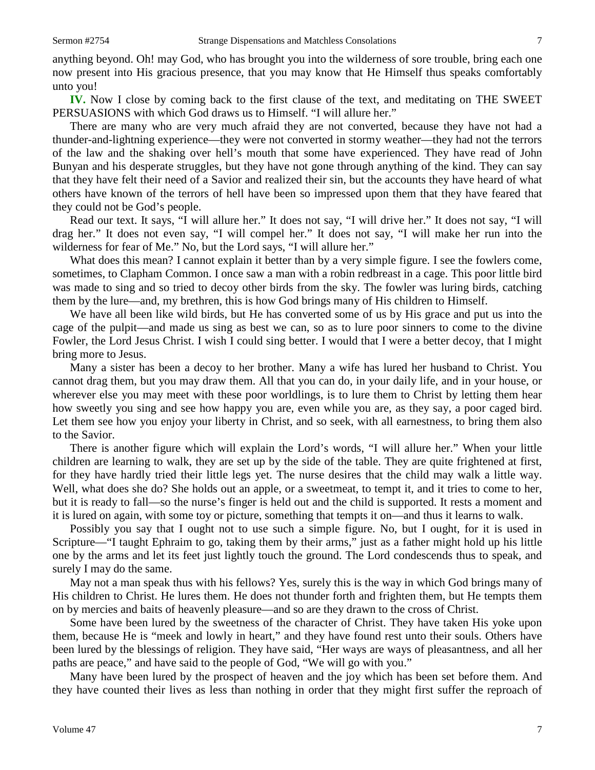anything beyond. Oh! may God, who has brought you into the wilderness of sore trouble, bring each one now present into His gracious presence, that you may know that He Himself thus speaks comfortably unto you!

**IV.** Now I close by coming back to the first clause of the text, and meditating on THE SWEET PERSUASIONS with which God draws us to Himself. "I will allure her."

There are many who are very much afraid they are not converted, because they have not had a thunder-and-lightning experience—they were not converted in stormy weather—they had not the terrors of the law and the shaking over hell's mouth that some have experienced. They have read of John Bunyan and his desperate struggles, but they have not gone through anything of the kind. They can say that they have felt their need of a Savior and realized their sin, but the accounts they have heard of what others have known of the terrors of hell have been so impressed upon them that they have feared that they could not be God's people.

Read our text. It says, "I will allure her." It does not say, "I will drive her." It does not say, "I will drag her." It does not even say, "I will compel her." It does not say, "I will make her run into the wilderness for fear of Me." No, but the Lord says, "I will allure her."

What does this mean? I cannot explain it better than by a very simple figure. I see the fowlers come, sometimes, to Clapham Common. I once saw a man with a robin redbreast in a cage. This poor little bird was made to sing and so tried to decoy other birds from the sky. The fowler was luring birds, catching them by the lure—and, my brethren, this is how God brings many of His children to Himself.

We have all been like wild birds, but He has converted some of us by His grace and put us into the cage of the pulpit—and made us sing as best we can, so as to lure poor sinners to come to the divine Fowler, the Lord Jesus Christ. I wish I could sing better. I would that I were a better decoy, that I might bring more to Jesus.

Many a sister has been a decoy to her brother. Many a wife has lured her husband to Christ. You cannot drag them, but you may draw them. All that you can do, in your daily life, and in your house, or wherever else you may meet with these poor worldlings, is to lure them to Christ by letting them hear how sweetly you sing and see how happy you are, even while you are, as they say, a poor caged bird. Let them see how you enjoy your liberty in Christ, and so seek, with all earnestness, to bring them also to the Savior.

There is another figure which will explain the Lord's words, "I will allure her." When your little children are learning to walk, they are set up by the side of the table. They are quite frightened at first, for they have hardly tried their little legs yet. The nurse desires that the child may walk a little way. Well, what does she do? She holds out an apple, or a sweetmeat, to tempt it, and it tries to come to her, but it is ready to fall—so the nurse's finger is held out and the child is supported. It rests a moment and it is lured on again, with some toy or picture, something that tempts it on—and thus it learns to walk.

Possibly you say that I ought not to use such a simple figure. No, but I ought, for it is used in Scripture—"I taught Ephraim to go, taking them by their arms," just as a father might hold up his little one by the arms and let its feet just lightly touch the ground. The Lord condescends thus to speak, and surely I may do the same.

May not a man speak thus with his fellows? Yes, surely this is the way in which God brings many of His children to Christ. He lures them. He does not thunder forth and frighten them, but He tempts them on by mercies and baits of heavenly pleasure—and so are they drawn to the cross of Christ.

Some have been lured by the sweetness of the character of Christ. They have taken His yoke upon them, because He is "meek and lowly in heart," and they have found rest unto their souls. Others have been lured by the blessings of religion. They have said, "Her ways are ways of pleasantness, and all her paths are peace," and have said to the people of God, "We will go with you."

Many have been lured by the prospect of heaven and the joy which has been set before them. And they have counted their lives as less than nothing in order that they might first suffer the reproach of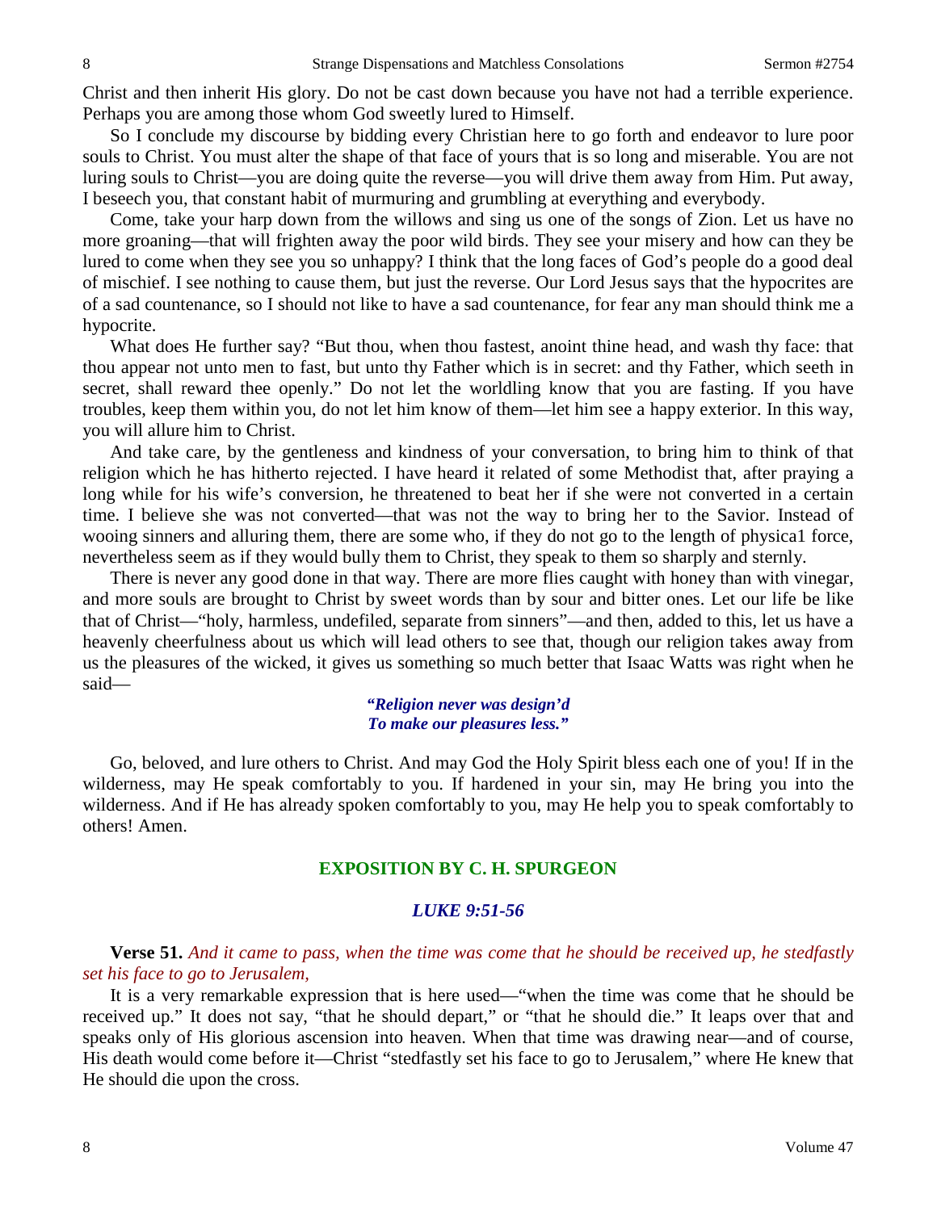Christ and then inherit His glory. Do not be cast down because you have not had a terrible experience. Perhaps you are among those whom God sweetly lured to Himself.

So I conclude my discourse by bidding every Christian here to go forth and endeavor to lure poor souls to Christ. You must alter the shape of that face of yours that is so long and miserable. You are not luring souls to Christ—you are doing quite the reverse—you will drive them away from Him. Put away, I beseech you, that constant habit of murmuring and grumbling at everything and everybody.

Come, take your harp down from the willows and sing us one of the songs of Zion. Let us have no more groaning—that will frighten away the poor wild birds. They see your misery and how can they be lured to come when they see you so unhappy? I think that the long faces of God's people do a good deal of mischief. I see nothing to cause them, but just the reverse. Our Lord Jesus says that the hypocrites are of a sad countenance, so I should not like to have a sad countenance, for fear any man should think me a hypocrite.

What does He further say? "But thou, when thou fastest, anoint thine head, and wash thy face: that thou appear not unto men to fast, but unto thy Father which is in secret: and thy Father, which seeth in secret, shall reward thee openly." Do not let the worldling know that you are fasting. If you have troubles, keep them within you, do not let him know of them—let him see a happy exterior. In this way, you will allure him to Christ.

And take care, by the gentleness and kindness of your conversation, to bring him to think of that religion which he has hitherto rejected. I have heard it related of some Methodist that, after praying a long while for his wife's conversion, he threatened to beat her if she were not converted in a certain time. I believe she was not converted—that was not the way to bring her to the Savior. Instead of wooing sinners and alluring them, there are some who, if they do not go to the length of physica1 force, nevertheless seem as if they would bully them to Christ, they speak to them so sharply and sternly.

There is never any good done in that way. There are more flies caught with honey than with vinegar, and more souls are brought to Christ by sweet words than by sour and bitter ones. Let our life be like that of Christ—"holy, harmless, undefiled, separate from sinners"—and then, added to this, let us have a heavenly cheerfulness about us which will lead others to see that, though our religion takes away from us the pleasures of the wicked, it gives us something so much better that Isaac Watts was right when he said—

> ***"Religion never was design'd
> To make our pleasures less."***

Go, beloved, and lure others to Christ. And may God the Holy Spirit bless each one of you! If in the wilderness, may He speak comfortably to you. If hardened in your sin, may He bring you into the wilderness. And if He has already spoken comfortably to you, may He help you to speak comfortably to others! Amen.

## EXPOSITION BY C. H. SPURGEON

### *LUKE 9:51-56*

**Verse 51.** *And it came to pass, when the time was come that he should be received up, he stedfastly set his face to go to Jerusalem,*

It is a very remarkable expression that is here used—"when the time was come that he should be received up." It does not say, "that he should depart," or "that he should die." It leaps over that and speaks only of His glorious ascension into heaven. When that time was drawing near—and of course, His death would come before it—Christ "stedfastly set his face to go to Jerusalem," where He knew that He should die upon the cross.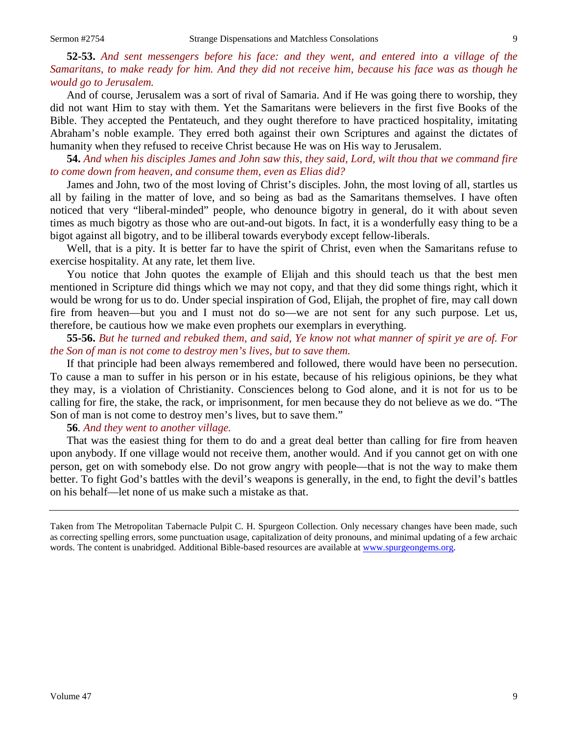**52-53.** *And sent messengers before his face: and they went, and entered into a village of the Samaritans, to make ready for him. And they did not receive him, because his face was as though he would go to Jerusalem.*

And of course, Jerusalem was a sort of rival of Samaria. And if He was going there to worship, they did not want Him to stay with them. Yet the Samaritans were believers in the first five Books of the Bible. They accepted the Pentateuch, and they ought therefore to have practiced hospitality, imitating Abraham's noble example. They erred both against their own Scriptures and against the dictates of humanity when they refused to receive Christ because He was on His way to Jerusalem.

**54.** *And when his disciples James and John saw this, they said, Lord, wilt thou that we command fire to come down from heaven, and consume them, even as Elias did?*

James and John, two of the most loving of Christ's disciples. John, the most loving of all, startles us all by failing in the matter of love, and so being as bad as the Samaritans themselves. I have often noticed that very "liberal-minded" people, who denounce bigotry in general, do it with about seven times as much bigotry as those who are out-and-out bigots. In fact, it is a wonderfully easy thing to be a bigot against all bigotry, and to be illiberal towards everybody except fellow-liberals.

Well, that is a pity. It is better far to have the spirit of Christ, even when the Samaritans refuse to exercise hospitality. At any rate, let them live.

You notice that John quotes the example of Elijah and this should teach us that the best men mentioned in Scripture did things which we may not copy, and that they did some things right, which it would be wrong for us to do. Under special inspiration of God, Elijah, the prophet of fire, may call down fire from heaven—but you and I must not do so—we are not sent for any such purpose. Let us, therefore, be cautious how we make even prophets our exemplars in everything.

**55-56.** *But he turned and rebuked them, and said, Ye know not what manner of spirit ye are of. For the Son of man is not come to destroy men's lives, but to save them.*

If that principle had been always remembered and followed, there would have been no persecution. To cause a man to suffer in his person or in his estate, because of his religious opinions, be they what they may, is a violation of Christianity. Consciences belong to God alone, and it is not for us to be calling for fire, the stake, the rack, or imprisonment, for men because they do not believe as we do. "The Son of man is not come to destroy men's lives, but to save them."

**56**. *And they went to another village.*

That was the easiest thing for them to do and a great deal better than calling for fire from heaven upon anybody. If one village would not receive them, another would. And if you cannot get on with one person, get on with somebody else. Do not grow angry with people—that is not the way to make them better. To fight God's battles with the devil's weapons is generally, in the end, to fight the devil's battles on his behalf—let none of us make such a mistake as that.

---

Taken from The Metropolitan Tabernacle Pulpit C. H. Spurgeon Collection. Only necessary changes have been made, such as correcting spelling errors, some punctuation usage, capitalization of deity pronouns, and minimal updating of a few archaic words. The content is unabridged. Additional Bible-based resources are available at www.spurgeongems.org.